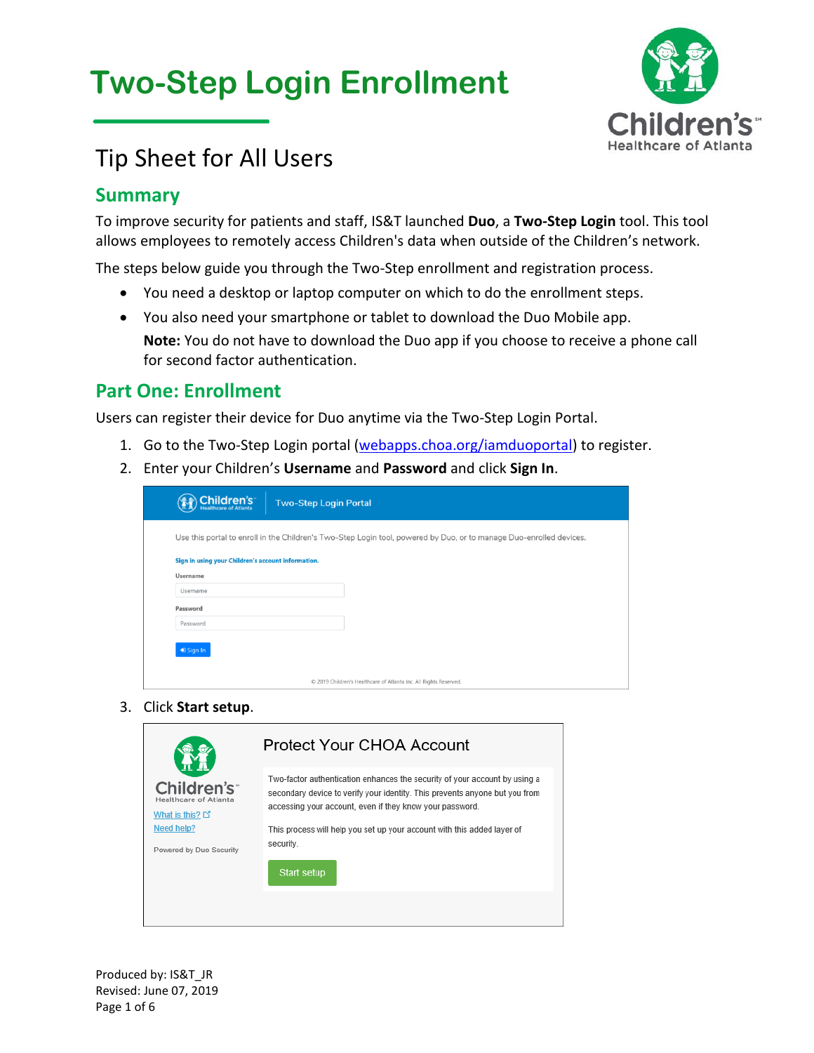# Two-Step Login Enrollment

## Tip Sheet for All Users

### Summary

To improve security for patients and staff, IS&T launched **Duo**, a **Two-Step Login** tool. This tool allows employees to remotely access Children's data when outside of the Children's network.

The steps below guide you through the Two-Step enrollment and registration process.

- You need a desktop or laptop computer on which to do the enrollment steps.
- You also need your smartphone or tablet to download the Duo Mobile app.
  **Note:** You do not have to download the Duo app if you choose to receive a phone call for second factor authentication.

### Part One: Enrollment

Users can register their device for Duo anytime via the Two-Step Login Portal.

1. Go to the Two-Step Login portal (webapps.choa.org/iamduoportal) to register.
2. Enter your Children's **Username** and **Password** and click **Sign In**.
3. Click **Start setup**.

Produced by: IS&T_JR
Revised: June 07, 2019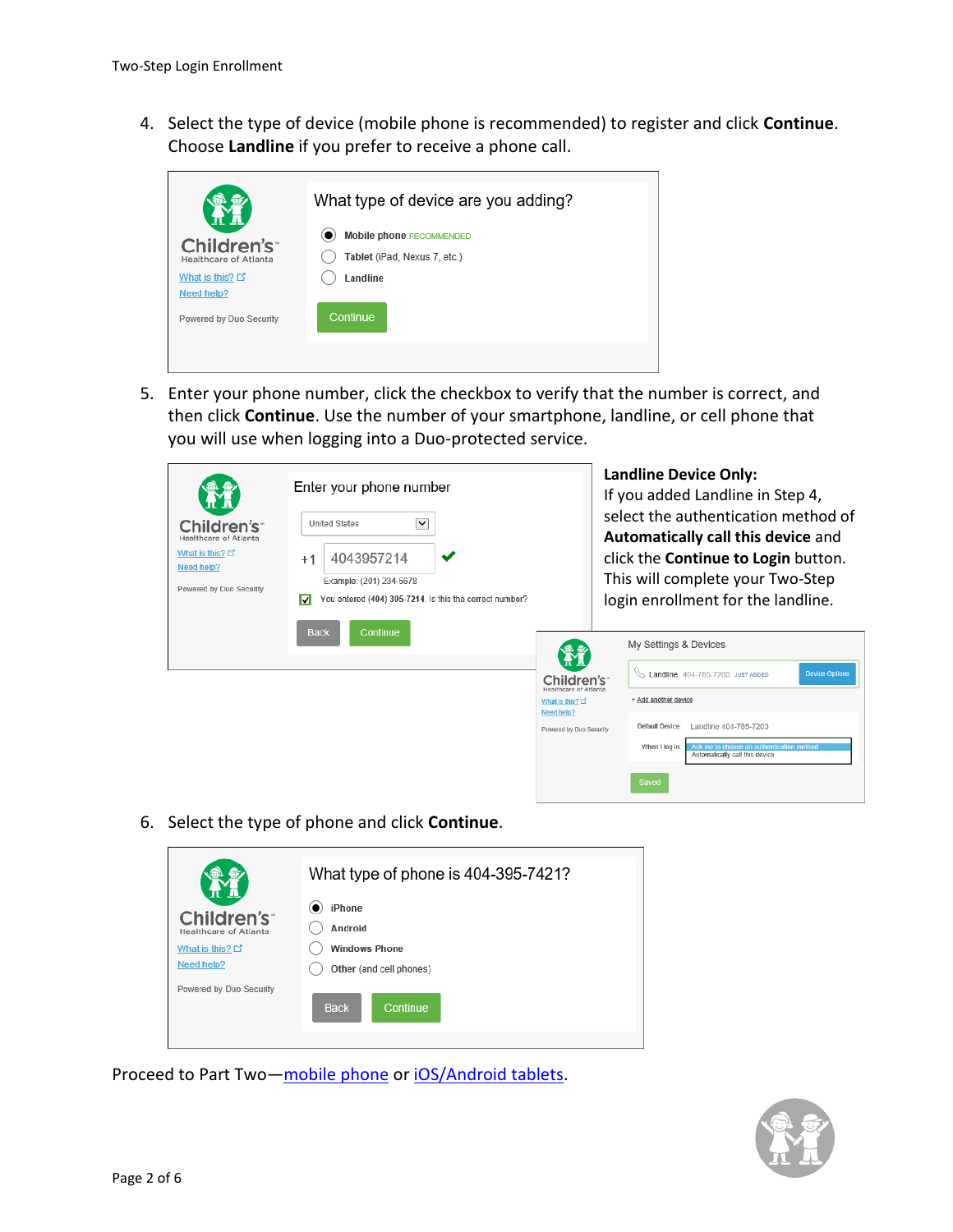4. Select the type of device (mobile phone is recommended) to register and click **Continue**. Choose **Landline** if you prefer to receive a phone call.

5. Enter your phone number, click the checkbox to verify that the number is correct, and then click **Continue**. Use the number of your smartphone, landline, or cell phone that you will use when logging into a Duo-protected service.

**Landline Device Only:**
If you added Landline in Step 4, select the authentication method of **Automatically call this device** and click the **Continue to Login** button. This will complete your Two-Step login enrollment for the landline.

6. Select the type of phone and click **Continue**.

Proceed to Part Two—[mobile phone]() or [iOS/Android tablets]().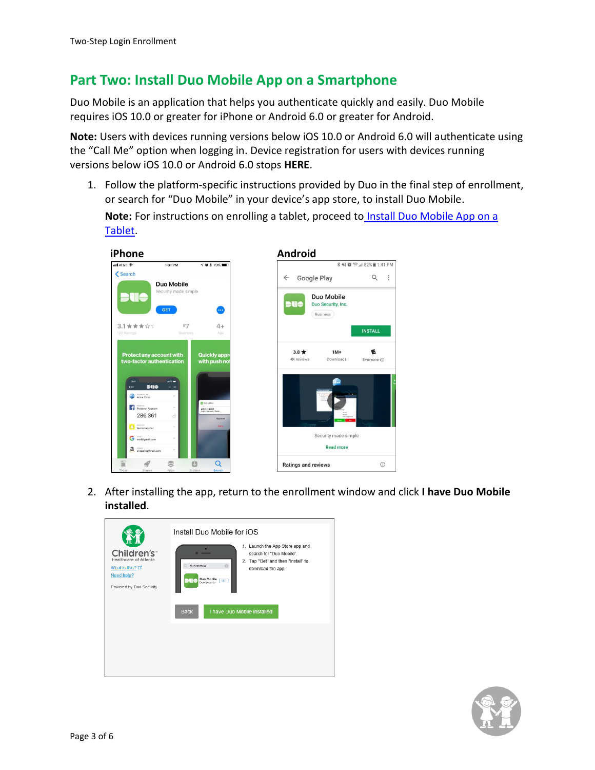## Part Two: Install Duo Mobile App on a Smartphone

Duo Mobile is an application that helps you authenticate quickly and easily. Duo Mobile requires iOS 10.0 or greater for iPhone or Android 6.0 or greater for Android.

**Note:** Users with devices running versions below iOS 10.0 or Android 6.0 will authenticate using the “Call Me” option when logging in. Device registration for users with devices running versions below iOS 10.0 or Android 6.0 stops **HERE**.

1. Follow the platform-specific instructions provided by Duo in the final step of enrollment, or search for “Duo Mobile” in your device’s app store, to install Duo Mobile.

   **Note:** For instructions on enrolling a tablet, proceed to [Install Duo Mobile App on a Tablet](#).

   **iPhone**

   **Android**

2. After installing the app, return to the enrollment window and click **I have Duo Mobile installed**.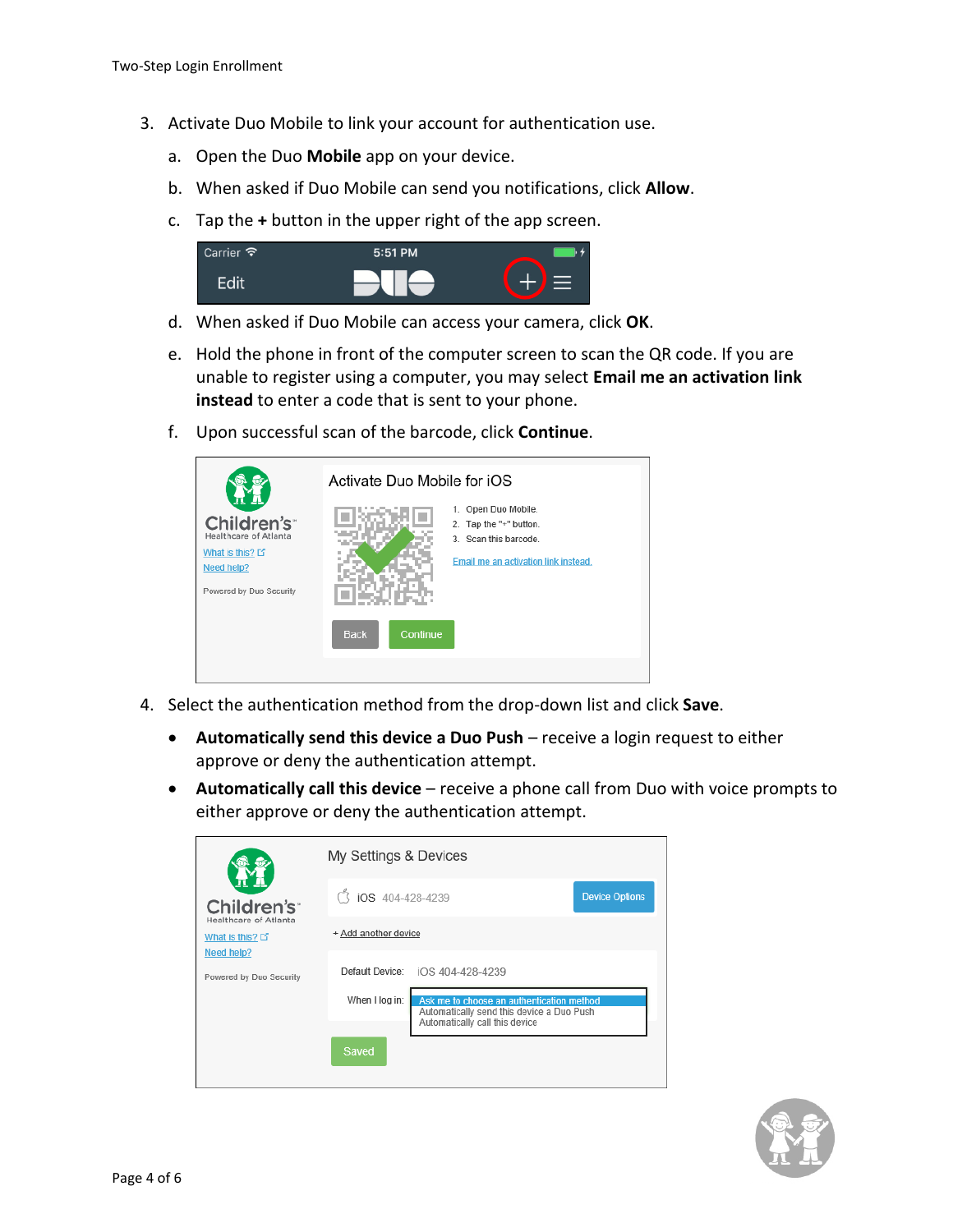3. Activate Duo Mobile to link your account for authentication use.

   a. Open the Duo **Mobile** app on your device.

   b. When asked if Duo Mobile can send you notifications, click **Allow**.

   c. Tap the **+** button in the upper right of the app screen.

   d. When asked if Duo Mobile can access your camera, click **OK**.

   e. Hold the phone in front of the computer screen to scan the QR code. If you are unable to register using a computer, you may select **Email me an activation link instead** to enter a code that is sent to your phone.

   f. Upon successful scan of the barcode, click **Continue**.

4. Select the authentication method from the drop-down list and click **Save**.

   - **Automatically send this device a Duo Push** – receive a login request to either approve or deny the authentication attempt.
   - **Automatically call this device** – receive a phone call from Duo with voice prompts to either approve or deny the authentication attempt.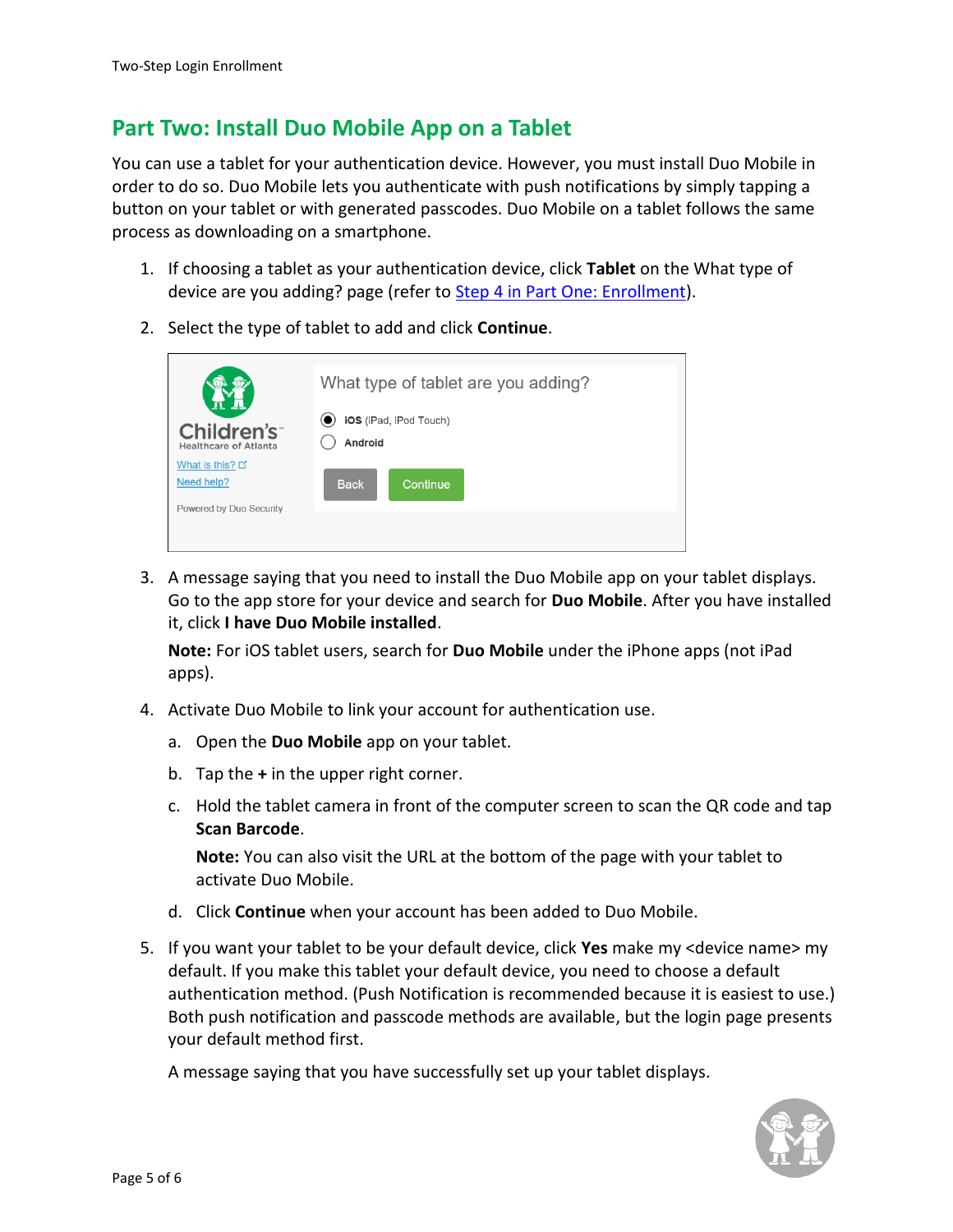## Part Two: Install Duo Mobile App on a Tablet

You can use a tablet for your authentication device. However, you must install Duo Mobile in order to do so. Duo Mobile lets you authenticate with push notifications by simply tapping a button on your tablet or with generated passcodes. Duo Mobile on a tablet follows the same process as downloading on a smartphone.

1. If choosing a tablet as your authentication device, click **Tablet** on the What type of device are you adding? page (refer to Step 4 in Part One: Enrollment).
2. Select the type of tablet to add and click **Continue**.
3. A message saying that you need to install the Duo Mobile app on your tablet displays. Go to the app store for your device and search for **Duo Mobile**. After you have installed it, click **I have Duo Mobile installed**.

   **Note:** For iOS tablet users, search for **Duo Mobile** under the iPhone apps (not iPad apps).
4. Activate Duo Mobile to link your account for authentication use.
   a. Open the **Duo Mobile** app on your tablet.
   b. Tap the **+** in the upper right corner.
   c. Hold the tablet camera in front of the computer screen to scan the QR code and tap **Scan Barcode**.

      **Note:** You can also visit the URL at the bottom of the page with your tablet to activate Duo Mobile.
   d. Click **Continue** when your account has been added to Duo Mobile.
5. If you want your tablet to be your default device, click **Yes** make my <device name> my default. If you make this tablet your default device, you need to choose a default authentication method. (Push Notification is recommended because it is easiest to use.) Both push notification and passcode methods are available, but the login page presents your default method first.

   A message saying that you have successfully set up your tablet displays.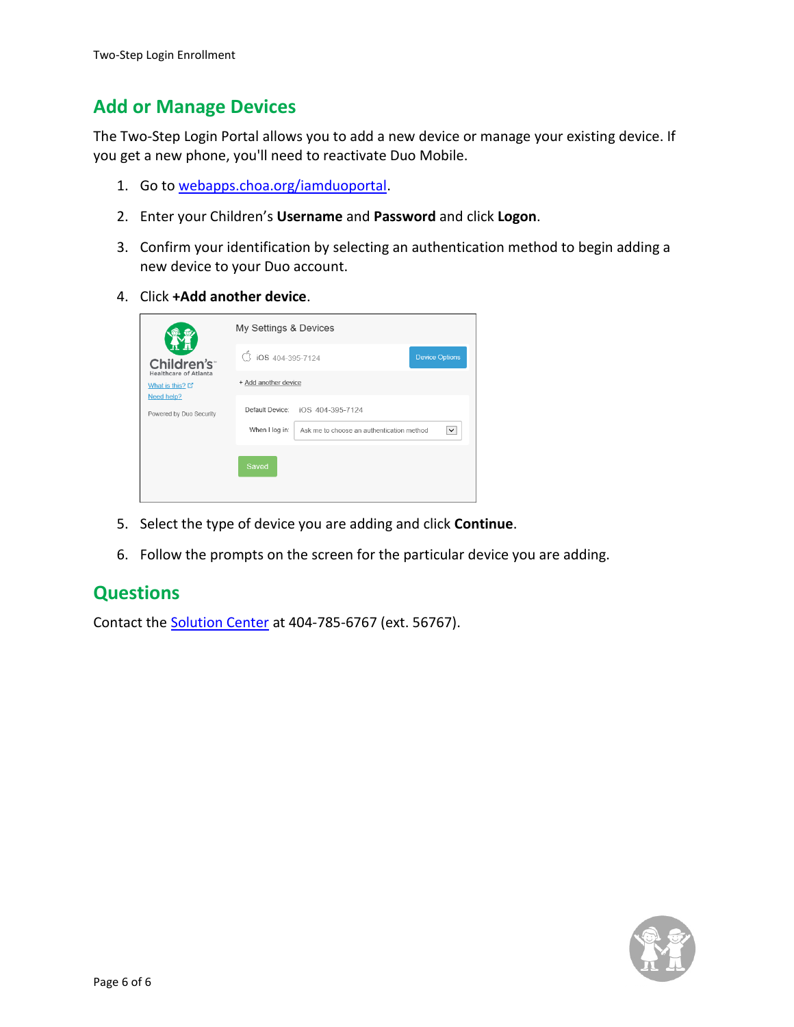## Add or Manage Devices

The Two-Step Login Portal allows you to add a new device or manage your existing device. If you get a new phone, you'll need to reactivate Duo Mobile.

1. Go to [webapps.choa.org/iamduoportal](webapps.choa.org/iamduoportal).
2. Enter your Children's **Username** and **Password** and click **Logon**.
3. Confirm your identification by selecting an authentication method to begin adding a new device to your Duo account.
4. Click **+Add another device**.
5. Select the type of device you are adding and click **Continue**.
6. Follow the prompts on the screen for the particular device you are adding.

## Questions

Contact the Solution Center at 404-785-6767 (ext. 56767).